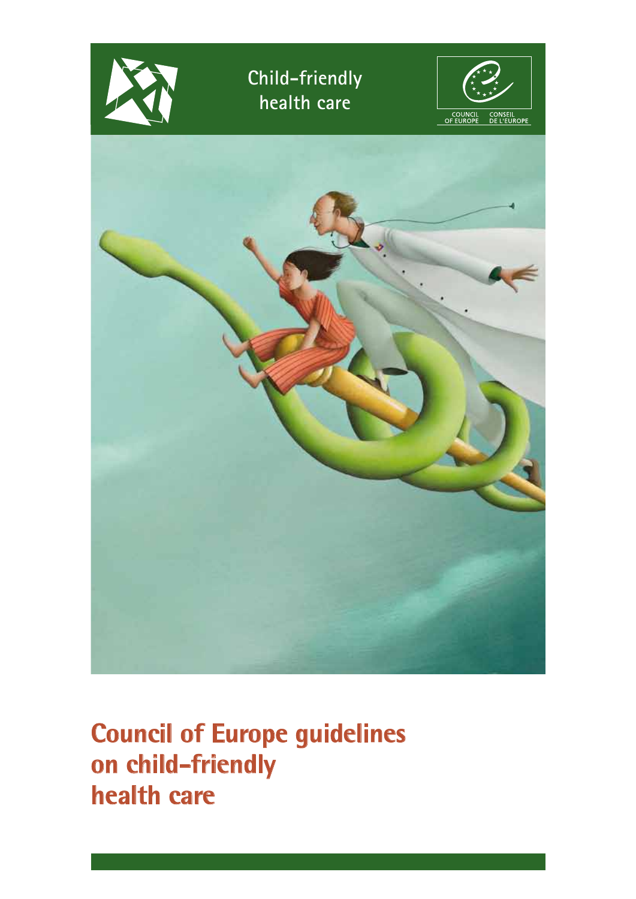Child-friendly health care

COUNCIL OF EUROPE CONSEIL DE L'EUROPE

# Council of Europe guidelines on child-friendly health care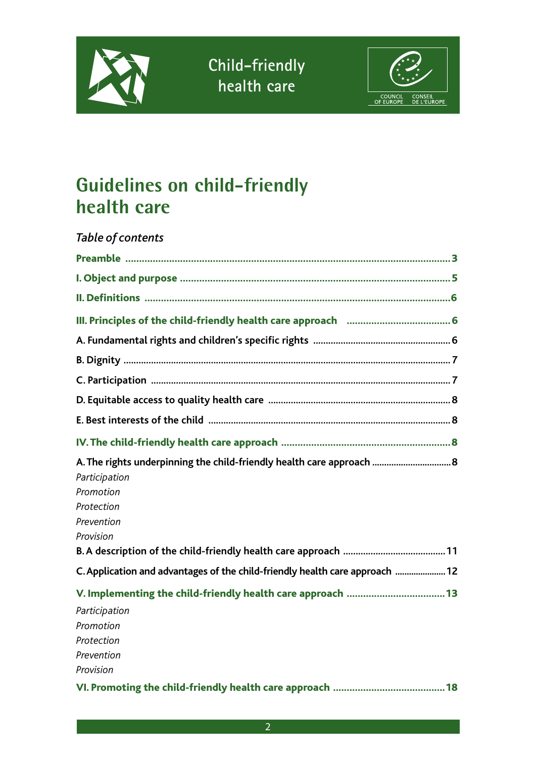Child-friendly health care

# Guidelines on child-friendly health care

*Table of contents*

**Preamble** ... 3

**I. Object and purpose** ... 5

**II. Definitions** ... 6

**III. Principles of the child-friendly health care approach** ... 6

**A. Fundamental rights and children's specific rights** ... 6

**B. Dignity** ... 7

**C. Participation** ... 7

**D. Equitable access to quality health care** ... 8

**E. Best interests of the child** ... 8

**IV. The child-friendly health care approach** ... 8

**A. The rights underpinning the child-friendly health care approach** ... 8

*Participation*
*Promotion*
*Protection*
*Prevention*
*Provision*

**B. A description of the child-friendly health care approach** ... 11

**C. Application and advantages of the child-friendly health care approach** ... 12

**V. Implementing the child-friendly health care approach** ... 13

*Participation*
*Promotion*
*Protection*
*Prevention*
*Provision*

**VI. Promoting the child-friendly health care approach** ... 18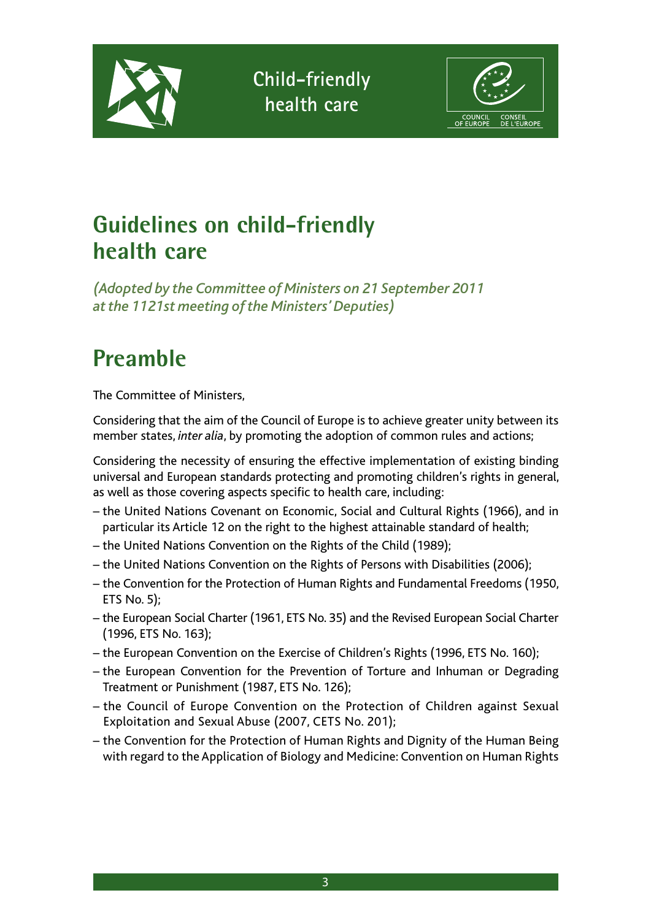# Guidelines on child-friendly health care

*(Adopted by the Committee of Ministers on 21 September 2011 at the 1121st meeting of the Ministers' Deputies)*

## Preamble

The Committee of Ministers,

Considering that the aim of the Council of Europe is to achieve greater unity between its member states, *inter alia*, by promoting the adoption of common rules and actions;

Considering the necessity of ensuring the effective implementation of existing binding universal and European standards protecting and promoting children's rights in general, as well as those covering aspects specific to health care, including:

– the United Nations Covenant on Economic, Social and Cultural Rights (1966), and in particular its Article 12 on the right to the highest attainable standard of health;
– the United Nations Convention on the Rights of the Child (1989);
– the United Nations Convention on the Rights of Persons with Disabilities (2006);
– the Convention for the Protection of Human Rights and Fundamental Freedoms (1950, ETS No. 5);
– the European Social Charter (1961, ETS No. 35) and the Revised European Social Charter (1996, ETS No. 163);
– the European Convention on the Exercise of Children's Rights (1996, ETS No. 160);
– the European Convention for the Prevention of Torture and Inhuman or Degrading Treatment or Punishment (1987, ETS No. 126);
– the Council of Europe Convention on the Protection of Children against Sexual Exploitation and Sexual Abuse (2007, CETS No. 201);
– the Convention for the Protection of Human Rights and Dignity of the Human Being with regard to the Application of Biology and Medicine: Convention on Human Rights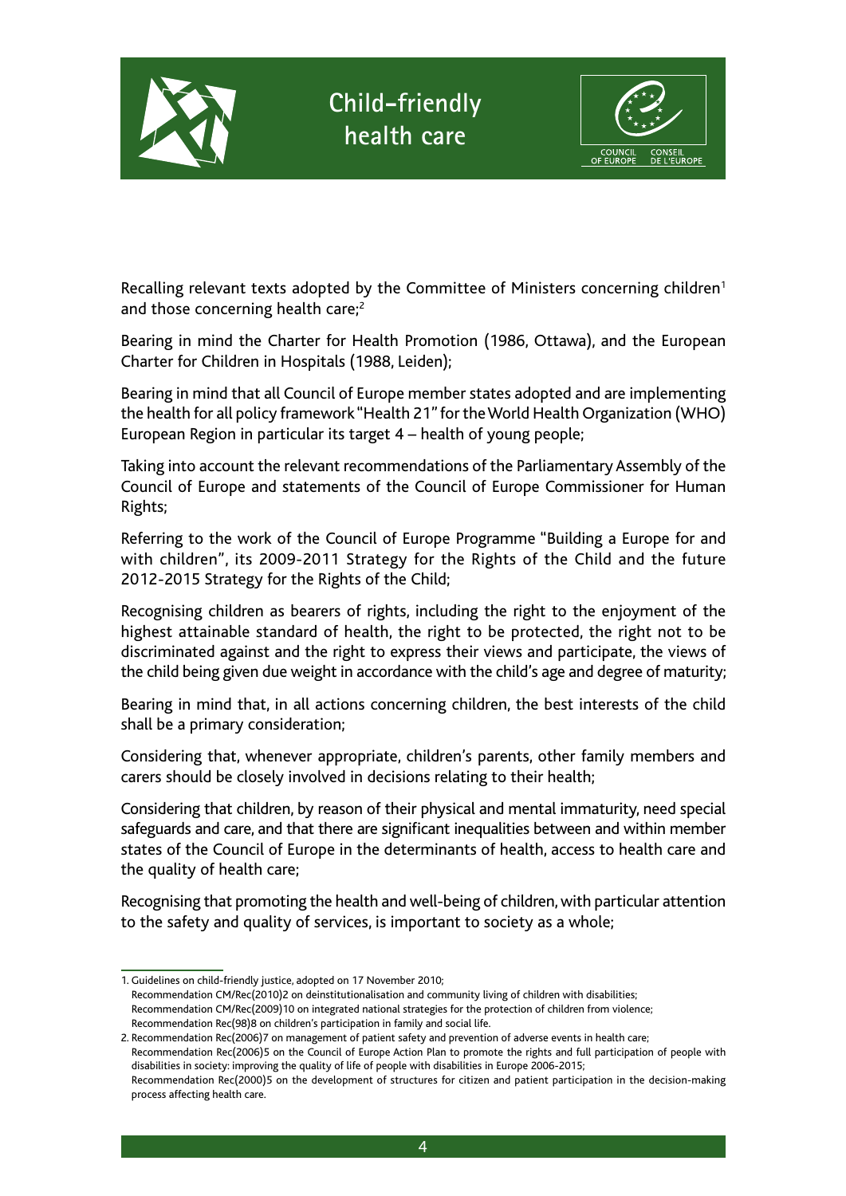Recalling relevant texts adopted by the Committee of Ministers concerning children[1] and those concerning health care;[2]

Bearing in mind the Charter for Health Promotion (1986, Ottawa), and the European Charter for Children in Hospitals (1988, Leiden);

Bearing in mind that all Council of Europe member states adopted and are implementing the health for all policy framework "Health 21" for the World Health Organization (WHO) European Region in particular its target 4 – health of young people;

Taking into account the relevant recommendations of the Parliamentary Assembly of the Council of Europe and statements of the Council of Europe Commissioner for Human Rights;

Referring to the work of the Council of Europe Programme "Building a Europe for and with children", its 2009-2011 Strategy for the Rights of the Child and the future 2012-2015 Strategy for the Rights of the Child;

Recognising children as bearers of rights, including the right to the enjoyment of the highest attainable standard of health, the right to be protected, the right not to be discriminated against and the right to express their views and participate, the views of the child being given due weight in accordance with the child's age and degree of maturity;

Bearing in mind that, in all actions concerning children, the best interests of the child shall be a primary consideration;

Considering that, whenever appropriate, children's parents, other family members and carers should be closely involved in decisions relating to their health;

Considering that children, by reason of their physical and mental immaturity, need special safeguards and care, and that there are significant inequalities between and within member states of the Council of Europe in the determinants of health, access to health care and the quality of health care;

Recognising that promoting the health and well-being of children, with particular attention to the safety and quality of services, is important to society as a whole;

---

1. Guidelines on child-friendly justice, adopted on 17 November 2010;
   Recommendation CM/Rec(2010)2 on deinstitutionalisation and community living of children with disabilities;
   Recommendation CM/Rec(2009)10 on integrated national strategies for the protection of children from violence;
   Recommendation Rec(98)8 on children's participation in family and social life.

2. Recommendation Rec(2006)7 on management of patient safety and prevention of adverse events in health care;
   Recommendation Rec(2006)5 on the Council of Europe Action Plan to promote the rights and full participation of people with disabilities in society: improving the quality of life of people with disabilities in Europe 2006-2015;
   Recommendation Rec(2000)5 on the development of structures for citizen and patient participation in the decision-making process affecting health care.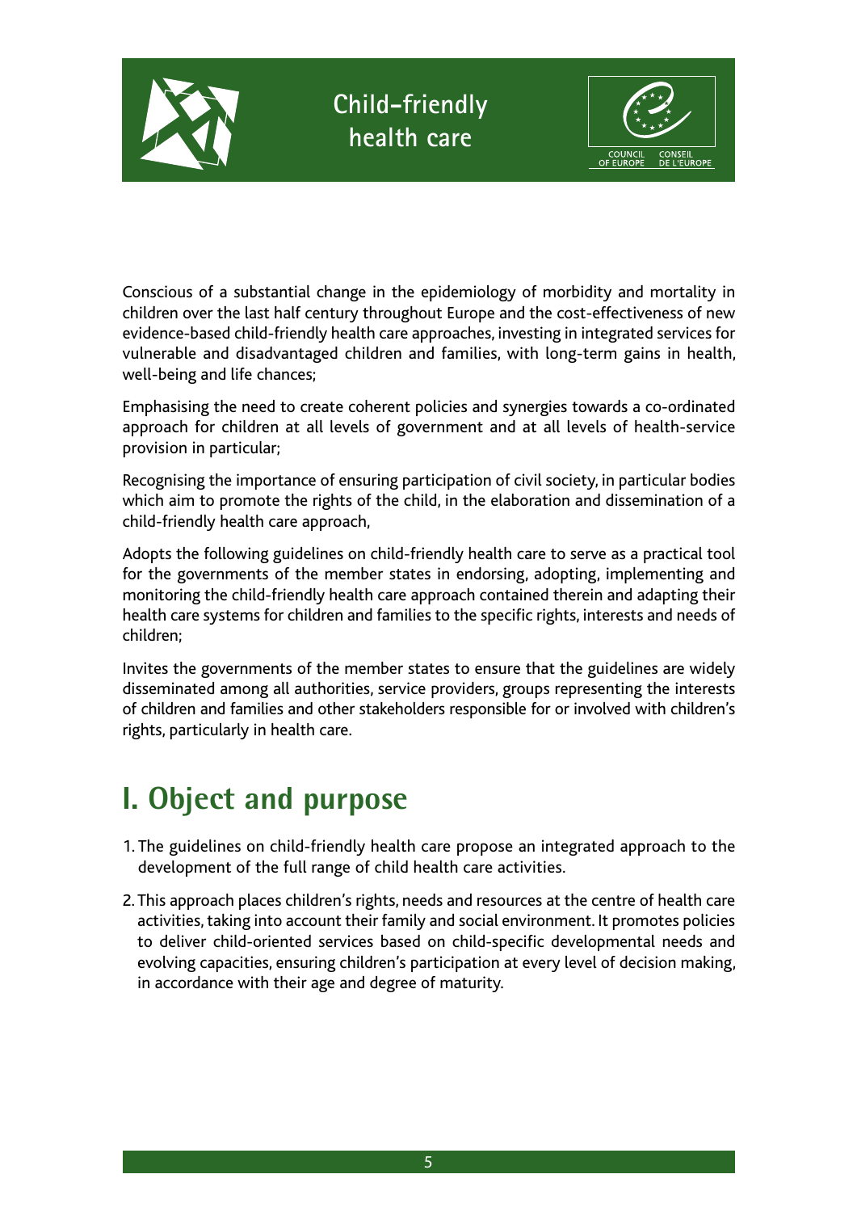Conscious of a substantial change in the epidemiology of morbidity and mortality in children over the last half century throughout Europe and the cost-effectiveness of new evidence-based child-friendly health care approaches, investing in integrated services for vulnerable and disadvantaged children and families, with long-term gains in health, well-being and life chances;

Emphasising the need to create coherent policies and synergies towards a co-ordinated approach for children at all levels of government and at all levels of health-service provision in particular;

Recognising the importance of ensuring participation of civil society, in particular bodies which aim to promote the rights of the child, in the elaboration and dissemination of a child-friendly health care approach,

Adopts the following guidelines on child-friendly health care to serve as a practical tool for the governments of the member states in endorsing, adopting, implementing and monitoring the child-friendly health care approach contained therein and adapting their health care systems for children and families to the specific rights, interests and needs of children;

Invites the governments of the member states to ensure that the guidelines are widely disseminated among all authorities, service providers, groups representing the interests of children and families and other stakeholders responsible for or involved with children's rights, particularly in health care.

# I. Object and purpose

1. The guidelines on child-friendly health care propose an integrated approach to the development of the full range of child health care activities.

2. This approach places children's rights, needs and resources at the centre of health care activities, taking into account their family and social environment. It promotes policies to deliver child-oriented services based on child-specific developmental needs and evolving capacities, ensuring children's participation at every level of decision making, in accordance with their age and degree of maturity.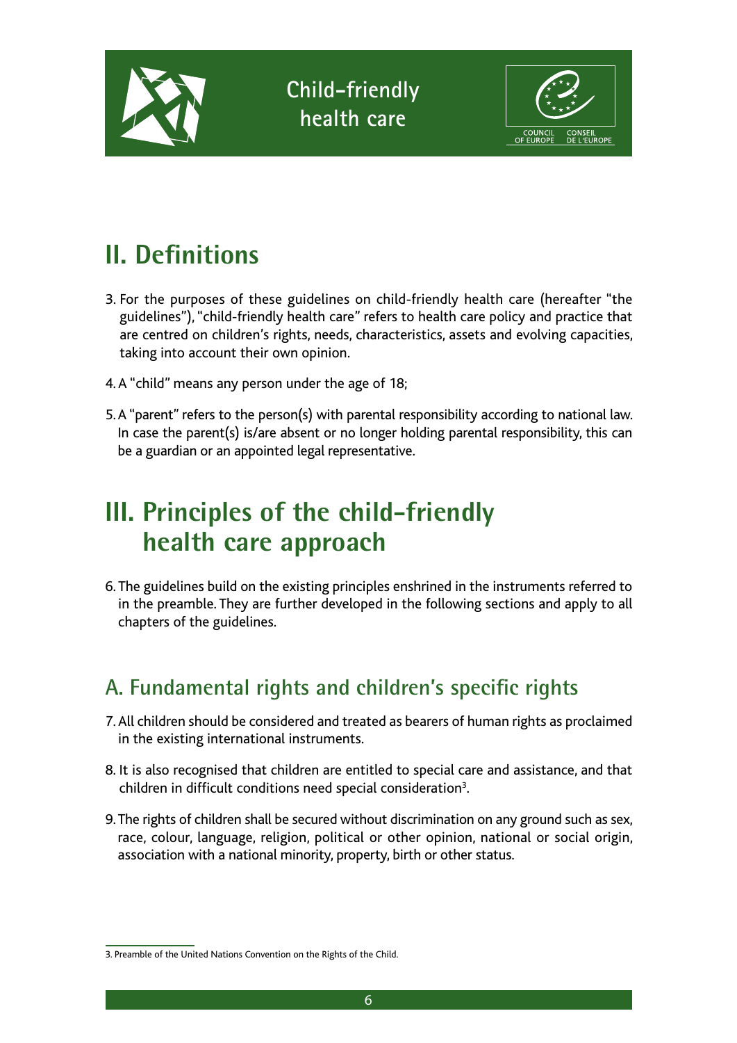## II. Definitions

3. For the purposes of these guidelines on child-friendly health care (hereafter "the guidelines"), "child-friendly health care" refers to health care policy and practice that are centred on children's rights, needs, characteristics, assets and evolving capacities, taking into account their own opinion.

4. A "child" means any person under the age of 18;

5. A "parent" refers to the person(s) with parental responsibility according to national law. In case the parent(s) is/are absent or no longer holding parental responsibility, this can be a guardian or an appointed legal representative.

## III. Principles of the child-friendly health care approach

6. The guidelines build on the existing principles enshrined in the instruments referred to in the preamble. They are further developed in the following sections and apply to all chapters of the guidelines.

### A. Fundamental rights and children's specific rights

7. All children should be considered and treated as bearers of human rights as proclaimed in the existing international instruments.

8. It is also recognised that children are entitled to special care and assistance, and that children in difficult conditions need special consideration[3].

9. The rights of children shall be secured without discrimination on any ground such as sex, race, colour, language, religion, political or other opinion, national or social origin, association with a national minority, property, birth or other status.

3. Preamble of the United Nations Convention on the Rights of the Child.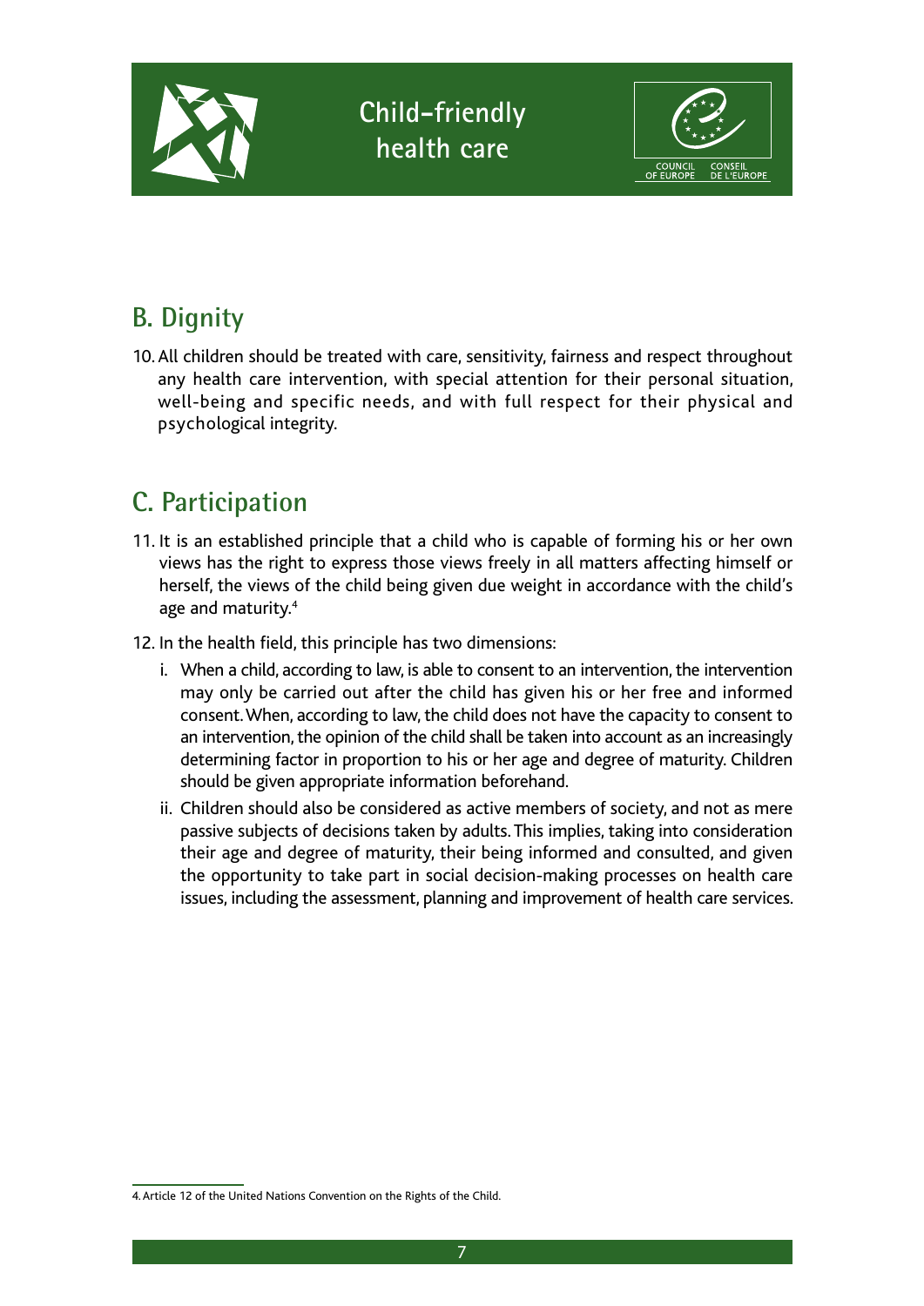## B. Dignity

10. All children should be treated with care, sensitivity, fairness and respect throughout any health care intervention, with special attention for their personal situation, well-being and specific needs, and with full respect for their physical and psychological integrity.

## C. Participation

11. It is an established principle that a child who is capable of forming his or her own views has the right to express those views freely in all matters affecting himself or herself, the views of the child being given due weight in accordance with the child's age and maturity.[4]

12. In the health field, this principle has two dimensions:

    i. When a child, according to law, is able to consent to an intervention, the intervention may only be carried out after the child has given his or her free and informed consent. When, according to law, the child does not have the capacity to consent to an intervention, the opinion of the child shall be taken into account as an increasingly determining factor in proportion to his or her age and degree of maturity. Children should be given appropriate information beforehand.

    ii. Children should also be considered as active members of society, and not as mere passive subjects of decisions taken by adults. This implies, taking into consideration their age and degree of maturity, their being informed and consulted, and given the opportunity to take part in social decision-making processes on health care issues, including the assessment, planning and improvement of health care services.

4. Article 12 of the United Nations Convention on the Rights of the Child.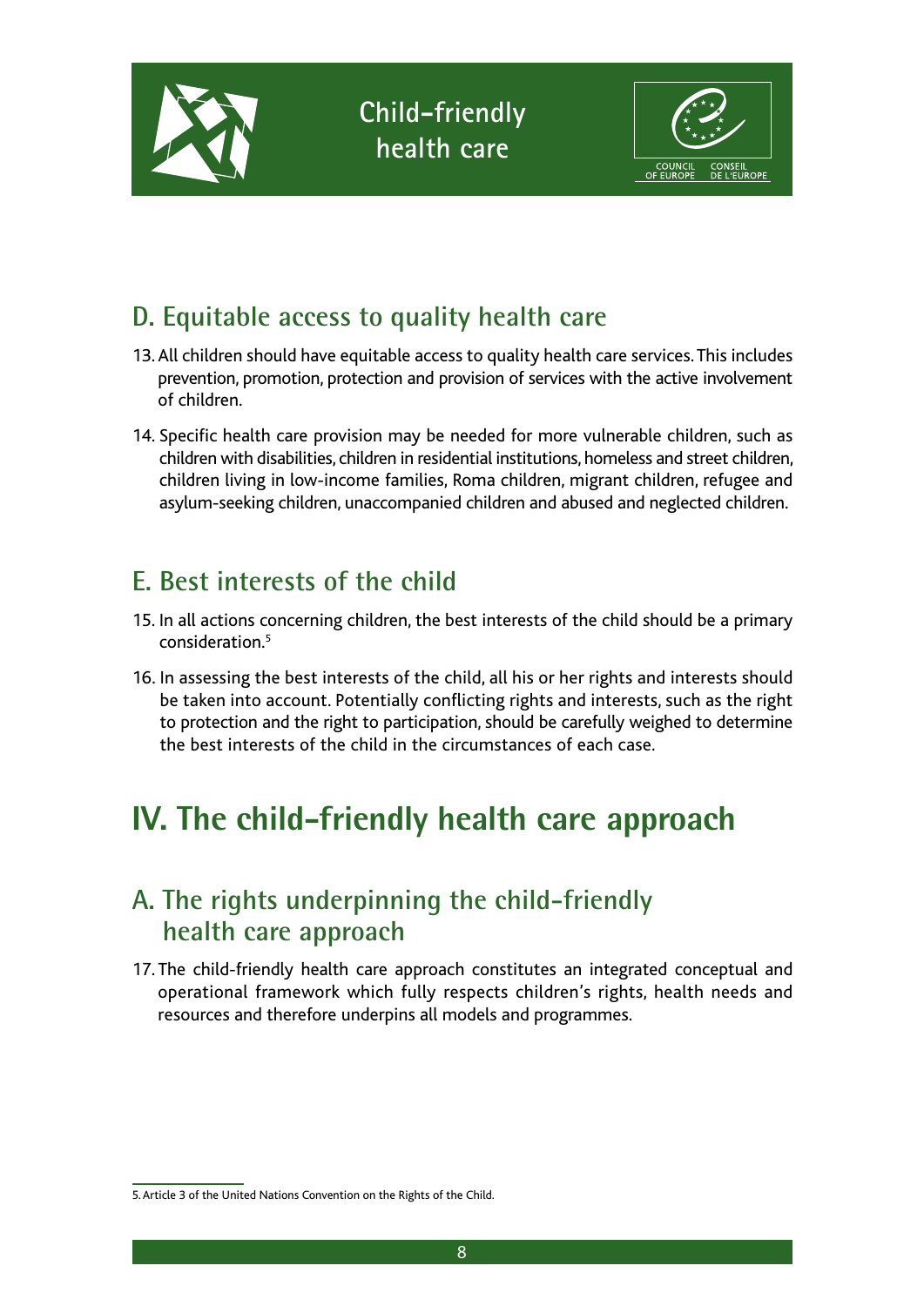## D. Equitable access to quality health care

13. All children should have equitable access to quality health care services. This includes prevention, promotion, protection and provision of services with the active involvement of children.

14. Specific health care provision may be needed for more vulnerable children, such as children with disabilities, children in residential institutions, homeless and street children, children living in low-income families, Roma children, migrant children, refugee and asylum-seeking children, unaccompanied children and abused and neglected children.

## E. Best interests of the child

15. In all actions concerning children, the best interests of the child should be a primary consideration.[5]

16. In assessing the best interests of the child, all his or her rights and interests should be taken into account. Potentially conflicting rights and interests, such as the right to protection and the right to participation, should be carefully weighed to determine the best interests of the child in the circumstances of each case.

# IV. The child-friendly health care approach

## A. The rights underpinning the child-friendly health care approach

17. The child-friendly health care approach constitutes an integrated conceptual and operational framework which fully respects children's rights, health needs and resources and therefore underpins all models and programmes.

---

5. Article 3 of the United Nations Convention on the Rights of the Child.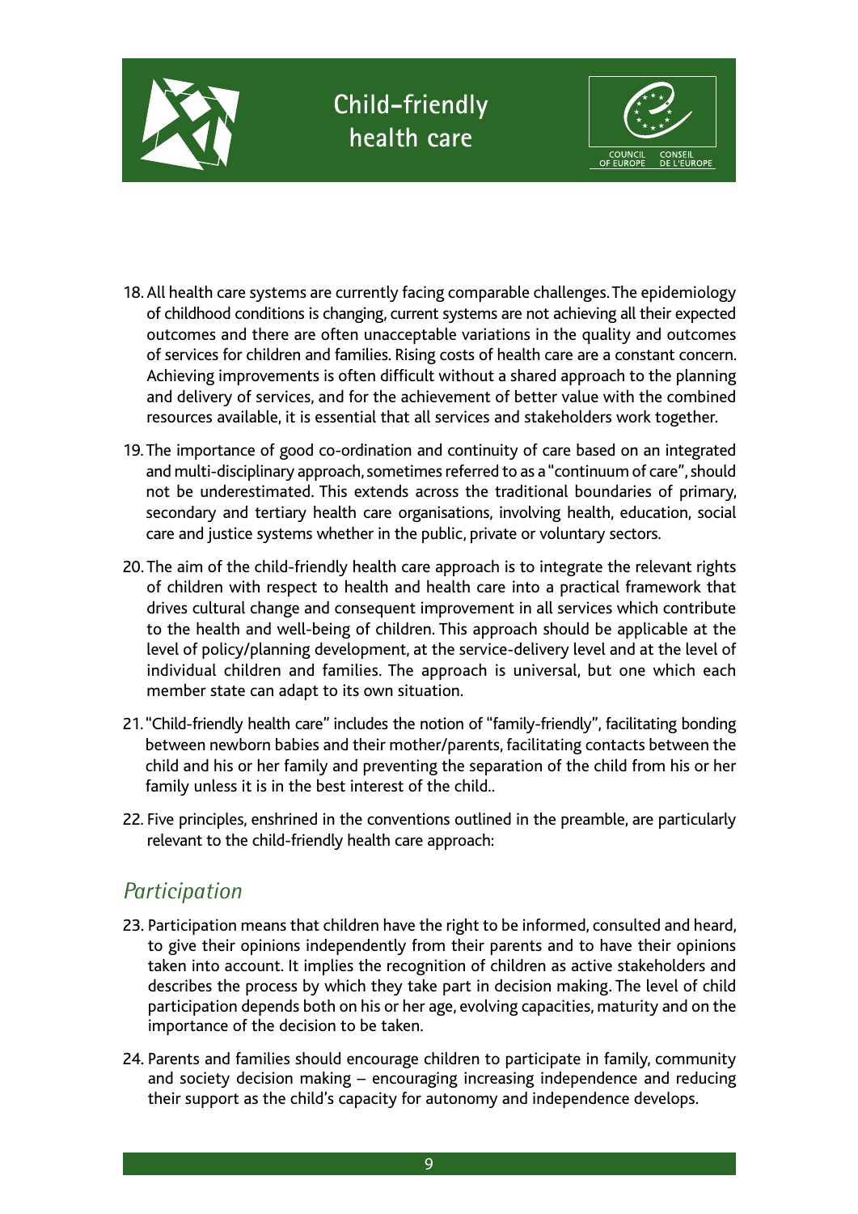18. All health care systems are currently facing comparable challenges. The epidemiology of childhood conditions is changing, current systems are not achieving all their expected outcomes and there are often unacceptable variations in the quality and outcomes of services for children and families. Rising costs of health care are a constant concern. Achieving improvements is often difficult without a shared approach to the planning and delivery of services, and for the achievement of better value with the combined resources available, it is essential that all services and stakeholders work together.

19. The importance of good co-ordination and continuity of care based on an integrated and multi-disciplinary approach, sometimes referred to as a "continuum of care", should not be underestimated. This extends across the traditional boundaries of primary, secondary and tertiary health care organisations, involving health, education, social care and justice systems whether in the public, private or voluntary sectors.

20. The aim of the child-friendly health care approach is to integrate the relevant rights of children with respect to health and health care into a practical framework that drives cultural change and consequent improvement in all services which contribute to the health and well-being of children. This approach should be applicable at the level of policy/planning development, at the service-delivery level and at the level of individual children and families. The approach is universal, but one which each member state can adapt to its own situation.

21. "Child-friendly health care" includes the notion of "family-friendly", facilitating bonding between newborn babies and their mother/parents, facilitating contacts between the child and his or her family and preventing the separation of the child from his or her family unless it is in the best interest of the child..

22. Five principles, enshrined in the conventions outlined in the preamble, are particularly relevant to the child-friendly health care approach:

## *Participation*

23. Participation means that children have the right to be informed, consulted and heard, to give their opinions independently from their parents and to have their opinions taken into account. It implies the recognition of children as active stakeholders and describes the process by which they take part in decision making. The level of child participation depends both on his or her age, evolving capacities, maturity and on the importance of the decision to be taken.

24. Parents and families should encourage children to participate in family, community and society decision making – encouraging increasing independence and reducing their support as the child's capacity for autonomy and independence develops.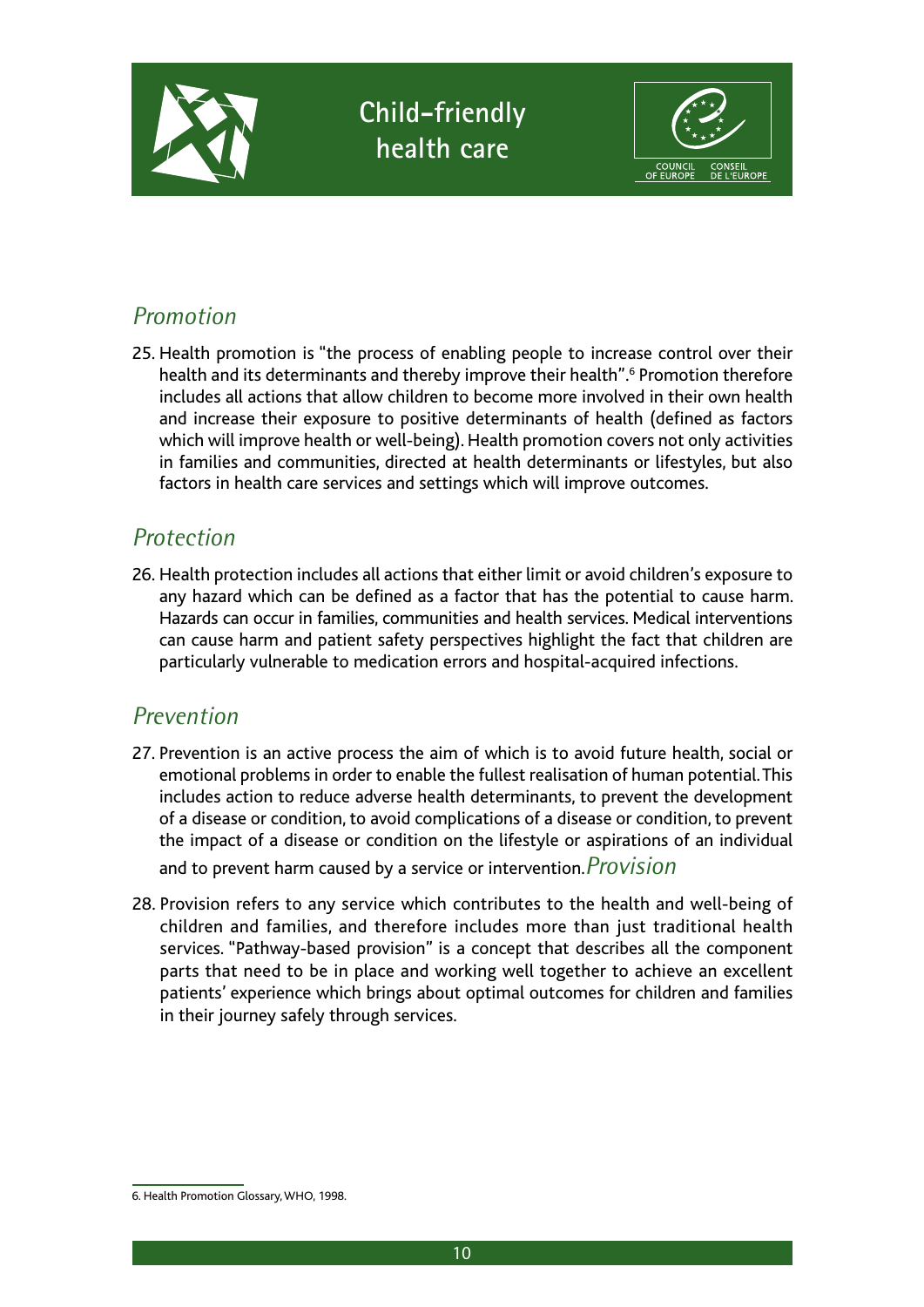## *Promotion*

25. Health promotion is "the process of enabling people to increase control over their health and its determinants and thereby improve their health".[6] Promotion therefore includes all actions that allow children to become more involved in their own health and increase their exposure to positive determinants of health (defined as factors which will improve health or well-being). Health promotion covers not only activities in families and communities, directed at health determinants or lifestyles, but also factors in health care services and settings which will improve outcomes.

## *Protection*

26. Health protection includes all actions that either limit or avoid children's exposure to any hazard which can be defined as a factor that has the potential to cause harm. Hazards can occur in families, communities and health services. Medical interventions can cause harm and patient safety perspectives highlight the fact that children are particularly vulnerable to medication errors and hospital-acquired infections.

## *Prevention*

27. Prevention is an active process the aim of which is to avoid future health, social or emotional problems in order to enable the fullest realisation of human potential. This includes action to reduce adverse health determinants, to prevent the development of a disease or condition, to avoid complications of a disease or condition, to prevent the impact of a disease or condition on the lifestyle or aspirations of an individual and to prevent harm caused by a service or intervention.

## *Provision*

28. Provision refers to any service which contributes to the health and well-being of children and families, and therefore includes more than just traditional health services. "Pathway-based provision" is a concept that describes all the component parts that need to be in place and working well together to achieve an excellent patients' experience which brings about optimal outcomes for children and families in their journey safely through services.

---

6. Health Promotion Glossary, WHO, 1998.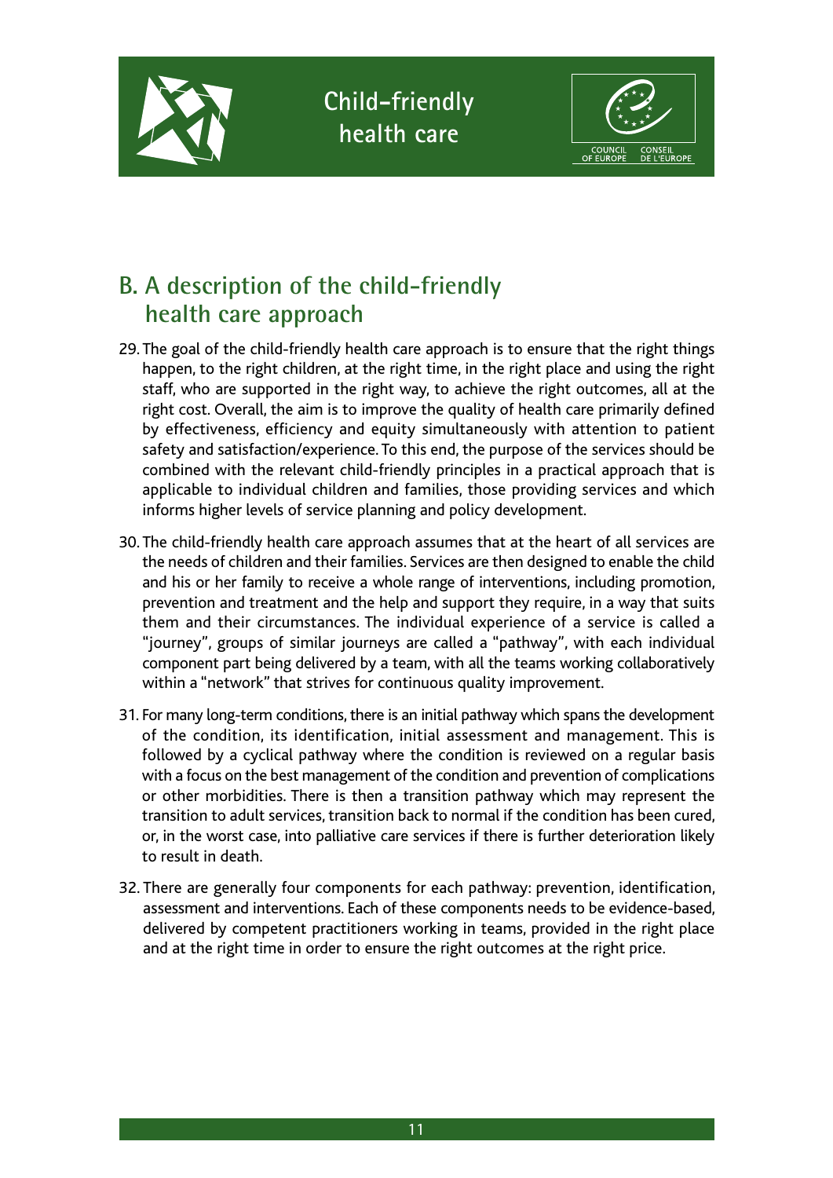## B. A description of the child-friendly health care approach

29. The goal of the child-friendly health care approach is to ensure that the right things happen, to the right children, at the right time, in the right place and using the right staff, who are supported in the right way, to achieve the right outcomes, all at the right cost. Overall, the aim is to improve the quality of health care primarily defined by effectiveness, efficiency and equity simultaneously with attention to patient safety and satisfaction/experience. To this end, the purpose of the services should be combined with the relevant child-friendly principles in a practical approach that is applicable to individual children and families, those providing services and which informs higher levels of service planning and policy development.

30. The child-friendly health care approach assumes that at the heart of all services are the needs of children and their families. Services are then designed to enable the child and his or her family to receive a whole range of interventions, including promotion, prevention and treatment and the help and support they require, in a way that suits them and their circumstances. The individual experience of a service is called a "journey", groups of similar journeys are called a "pathway", with each individual component part being delivered by a team, with all the teams working collaboratively within a "network" that strives for continuous quality improvement.

31. For many long-term conditions, there is an initial pathway which spans the development of the condition, its identification, initial assessment and management. This is followed by a cyclical pathway where the condition is reviewed on a regular basis with a focus on the best management of the condition and prevention of complications or other morbidities. There is then a transition pathway which may represent the transition to adult services, transition back to normal if the condition has been cured, or, in the worst case, into palliative care services if there is further deterioration likely to result in death.

32. There are generally four components for each pathway: prevention, identification, assessment and interventions. Each of these components needs to be evidence-based, delivered by competent practitioners working in teams, provided in the right place and at the right time in order to ensure the right outcomes at the right price.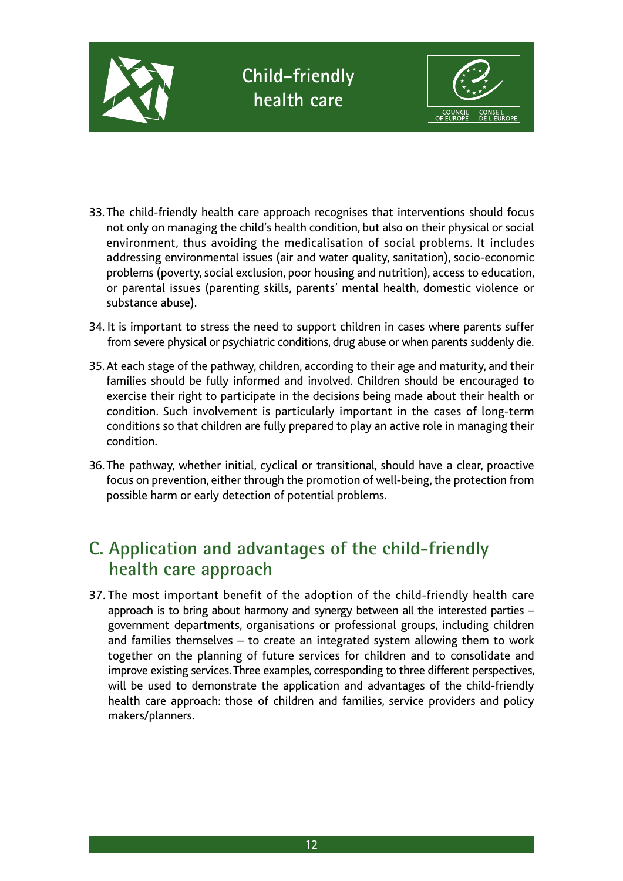33. The child-friendly health care approach recognises that interventions should focus not only on managing the child's health condition, but also on their physical or social environment, thus avoiding the medicalisation of social problems. It includes addressing environmental issues (air and water quality, sanitation), socio-economic problems (poverty, social exclusion, poor housing and nutrition), access to education, or parental issues (parenting skills, parents' mental health, domestic violence or substance abuse).

34. It is important to stress the need to support children in cases where parents suffer from severe physical or psychiatric conditions, drug abuse or when parents suddenly die.

35. At each stage of the pathway, children, according to their age and maturity, and their families should be fully informed and involved. Children should be encouraged to exercise their right to participate in the decisions being made about their health or condition. Such involvement is particularly important in the cases of long-term conditions so that children are fully prepared to play an active role in managing their condition.

36. The pathway, whether initial, cyclical or transitional, should have a clear, proactive focus on prevention, either through the promotion of well-being, the protection from possible harm or early detection of potential problems.

## C. Application and advantages of the child-friendly health care approach

37. The most important benefit of the adoption of the child-friendly health care approach is to bring about harmony and synergy between all the interested parties – government departments, organisations or professional groups, including children and families themselves – to create an integrated system allowing them to work together on the planning of future services for children and to consolidate and improve existing services. Three examples, corresponding to three different perspectives, will be used to demonstrate the application and advantages of the child-friendly health care approach: those of children and families, service providers and policy makers/planners.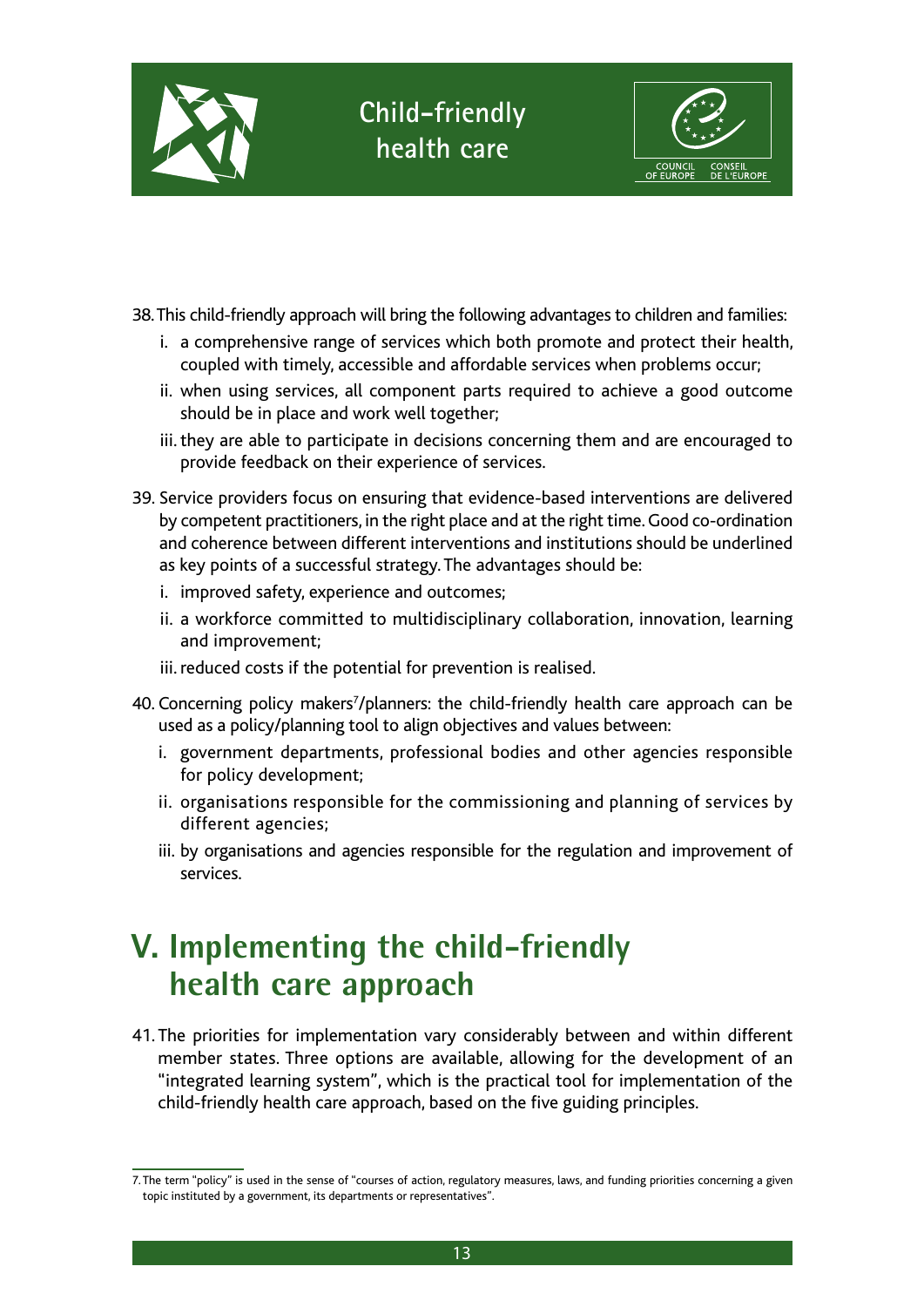38. This child-friendly approach will bring the following advantages to children and families:

   i. a comprehensive range of services which both promote and protect their health, coupled with timely, accessible and affordable services when problems occur;

   ii. when using services, all component parts required to achieve a good outcome should be in place and work well together;

   iii. they are able to participate in decisions concerning them and are encouraged to provide feedback on their experience of services.

39. Service providers focus on ensuring that evidence-based interventions are delivered by competent practitioners, in the right place and at the right time. Good co-ordination and coherence between different interventions and institutions should be underlined as key points of a successful strategy. The advantages should be:

   i. improved safety, experience and outcomes;

   ii. a workforce committed to multidisciplinary collaboration, innovation, learning and improvement;

   iii. reduced costs if the potential for prevention is realised.

40. Concerning policy makers[7]/planners: the child-friendly health care approach can be used as a policy/planning tool to align objectives and values between:

   i. government departments, professional bodies and other agencies responsible for policy development;

   ii. organisations responsible for the commissioning and planning of services by different agencies;

   iii. by organisations and agencies responsible for the regulation and improvement of services.

# V. Implementing the child-friendly health care approach

41. The priorities for implementation vary considerably between and within different member states. Three options are available, allowing for the development of an "integrated learning system", which is the practical tool for implementation of the child-friendly health care approach, based on the five guiding principles.

---

7. The term "policy" is used in the sense of "courses of action, regulatory measures, laws, and funding priorities concerning a given topic instituted by a government, its departments or representatives".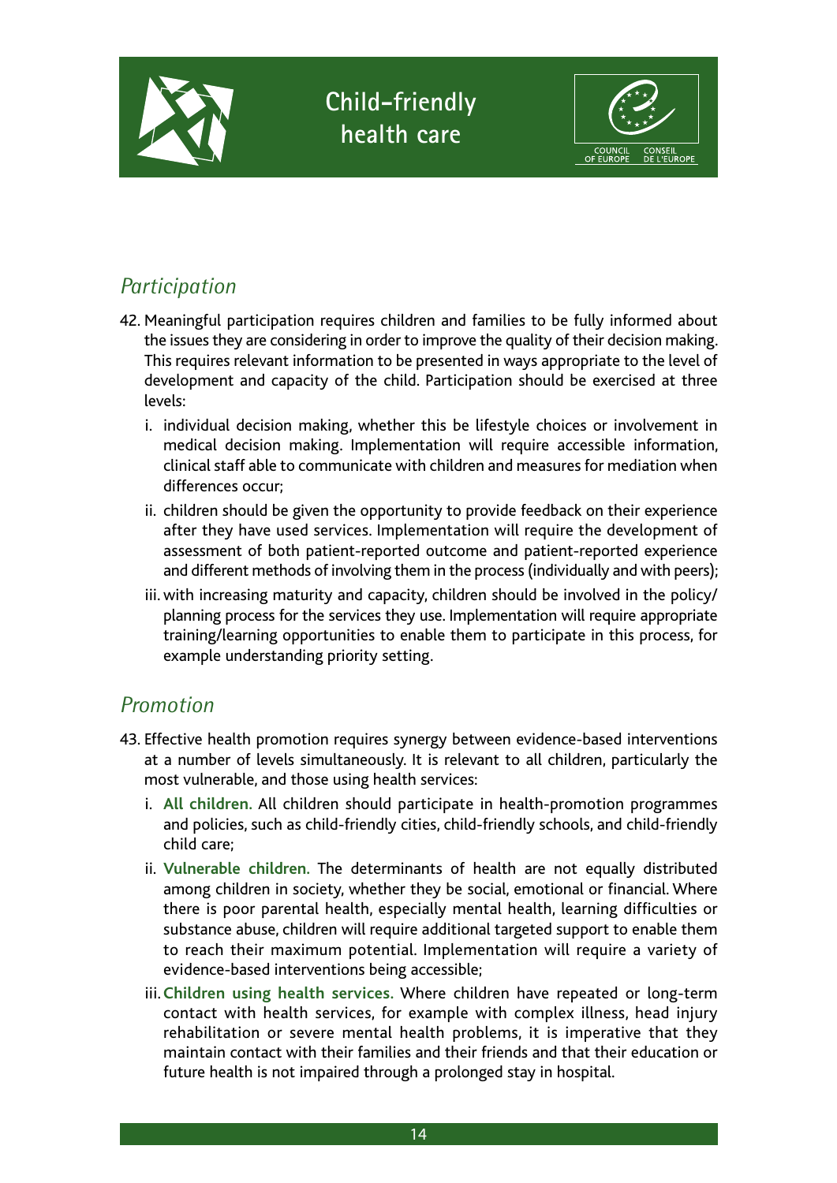## *Participation*

42. Meaningful participation requires children and families to be fully informed about the issues they are considering in order to improve the quality of their decision making. This requires relevant information to be presented in ways appropriate to the level of development and capacity of the child. Participation should be exercised at three levels:
    - i. individual decision making, whether this be lifestyle choices or involvement in medical decision making. Implementation will require accessible information, clinical staff able to communicate with children and measures for mediation when differences occur;
    - ii. children should be given the opportunity to provide feedback on their experience after they have used services. Implementation will require the development of assessment of both patient-reported outcome and patient-reported experience and different methods of involving them in the process (individually and with peers);
    - iii. with increasing maturity and capacity, children should be involved in the policy/planning process for the services they use. Implementation will require appropriate training/learning opportunities to enable them to participate in this process, for example understanding priority setting.

## *Promotion*

43. Effective health promotion requires synergy between evidence-based interventions at a number of levels simultaneously. It is relevant to all children, particularly the most vulnerable, and those using health services:
    - i. **All children.** All children should participate in health-promotion programmes and policies, such as child-friendly cities, child-friendly schools, and child-friendly child care;
    - ii. **Vulnerable children.** The determinants of health are not equally distributed among children in society, whether they be social, emotional or financial. Where there is poor parental health, especially mental health, learning difficulties or substance abuse, children will require additional targeted support to enable them to reach their maximum potential. Implementation will require a variety of evidence-based interventions being accessible;
    - iii. **Children using health services.** Where children have repeated or long-term contact with health services, for example with complex illness, head injury rehabilitation or severe mental health problems, it is imperative that they maintain contact with their families and their friends and that their education or future health is not impaired through a prolonged stay in hospital.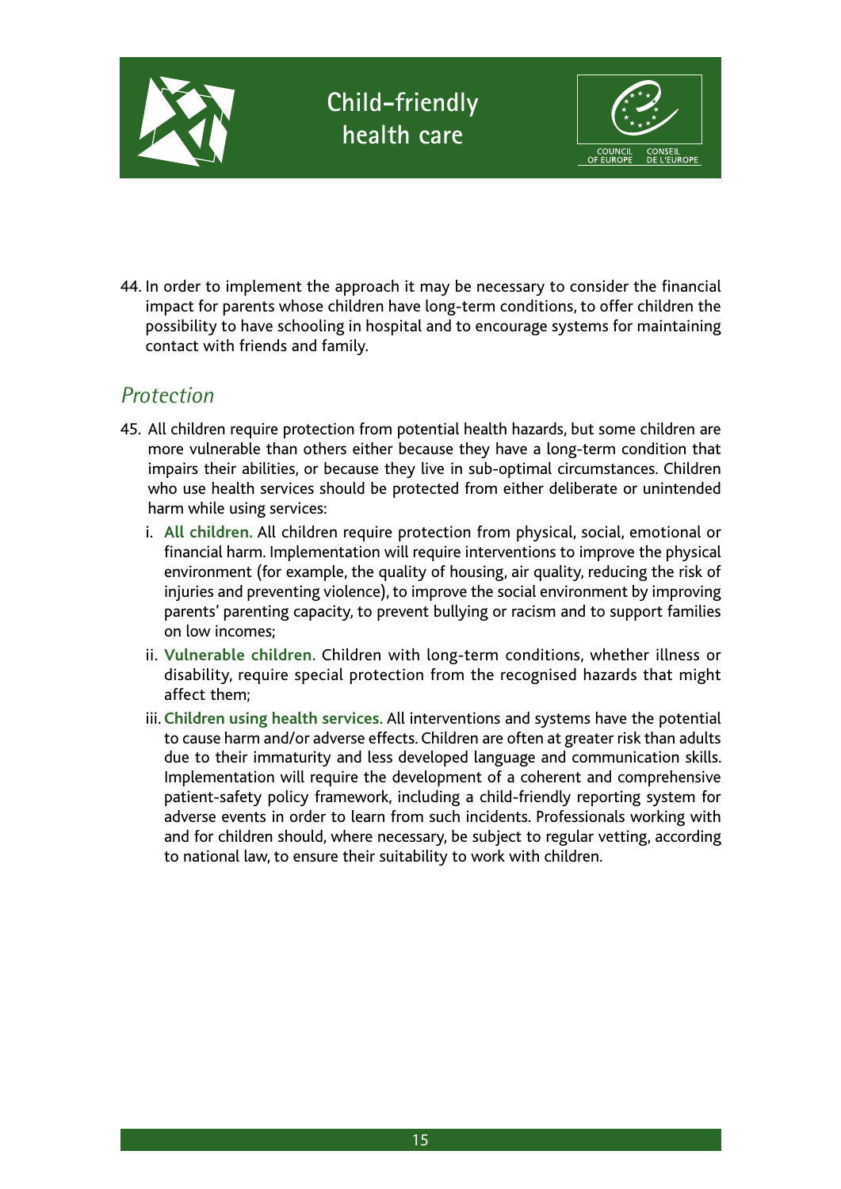44. In order to implement the approach it may be necessary to consider the financial impact for parents whose children have long-term conditions, to offer children the possibility to have schooling in hospital and to encourage systems for maintaining contact with friends and family.

## *Protection*

45. All children require protection from potential health hazards, but some children are more vulnerable than others either because they have a long-term condition that impairs their abilities, or because they live in sub-optimal circumstances. Children who use health services should be protected from either deliberate or unintended harm while using services:

    i. **All children.** All children require protection from physical, social, emotional or financial harm. Implementation will require interventions to improve the physical environment (for example, the quality of housing, air quality, reducing the risk of injuries and preventing violence), to improve the social environment by improving parents' parenting capacity, to prevent bullying or racism and to support families on low incomes;

    ii. **Vulnerable children.** Children with long-term conditions, whether illness or disability, require special protection from the recognised hazards that might affect them;

    iii. **Children using health services.** All interventions and systems have the potential to cause harm and/or adverse effects. Children are often at greater risk than adults due to their immaturity and less developed language and communication skills. Implementation will require the development of a coherent and comprehensive patient-safety policy framework, including a child-friendly reporting system for adverse events in order to learn from such incidents. Professionals working with and for children should, where necessary, be subject to regular vetting, according to national law, to ensure their suitability to work with children.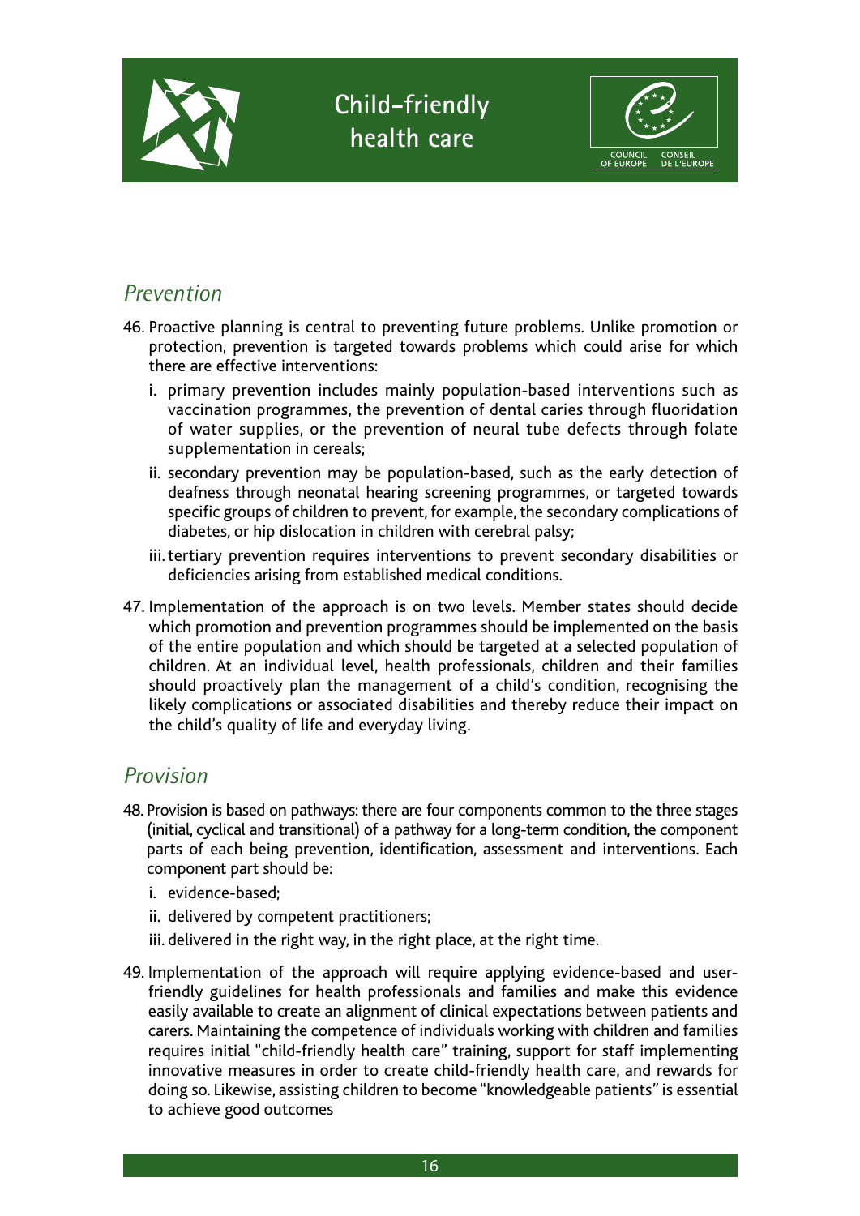## *Prevention*

46. Proactive planning is central to preventing future problems. Unlike promotion or protection, prevention is targeted towards problems which could arise for which there are effective interventions:
    i. primary prevention includes mainly population-based interventions such as vaccination programmes, the prevention of dental caries through fluoridation of water supplies, or the prevention of neural tube defects through folate supplementation in cereals;
    ii. secondary prevention may be population-based, such as the early detection of deafness through neonatal hearing screening programmes, or targeted towards specific groups of children to prevent, for example, the secondary complications of diabetes, or hip dislocation in children with cerebral palsy;
    iii. tertiary prevention requires interventions to prevent secondary disabilities or deficiencies arising from established medical conditions.

47. Implementation of the approach is on two levels. Member states should decide which promotion and prevention programmes should be implemented on the basis of the entire population and which should be targeted at a selected population of children. At an individual level, health professionals, children and their families should proactively plan the management of a child's condition, recognising the likely complications or associated disabilities and thereby reduce their impact on the child's quality of life and everyday living.

## *Provision*

48. Provision is based on pathways: there are four components common to the three stages (initial, cyclical and transitional) of a pathway for a long-term condition, the component parts of each being prevention, identification, assessment and interventions. Each component part should be:
    i. evidence-based;
    ii. delivered by competent practitioners;
    iii. delivered in the right way, in the right place, at the right time.

49. Implementation of the approach will require applying evidence-based and user-friendly guidelines for health professionals and families and make this evidence easily available to create an alignment of clinical expectations between patients and carers. Maintaining the competence of individuals working with children and families requires initial "child-friendly health care" training, support for staff implementing innovative measures in order to create child-friendly health care, and rewards for doing so. Likewise, assisting children to become "knowledgeable patients" is essential to achieve good outcomes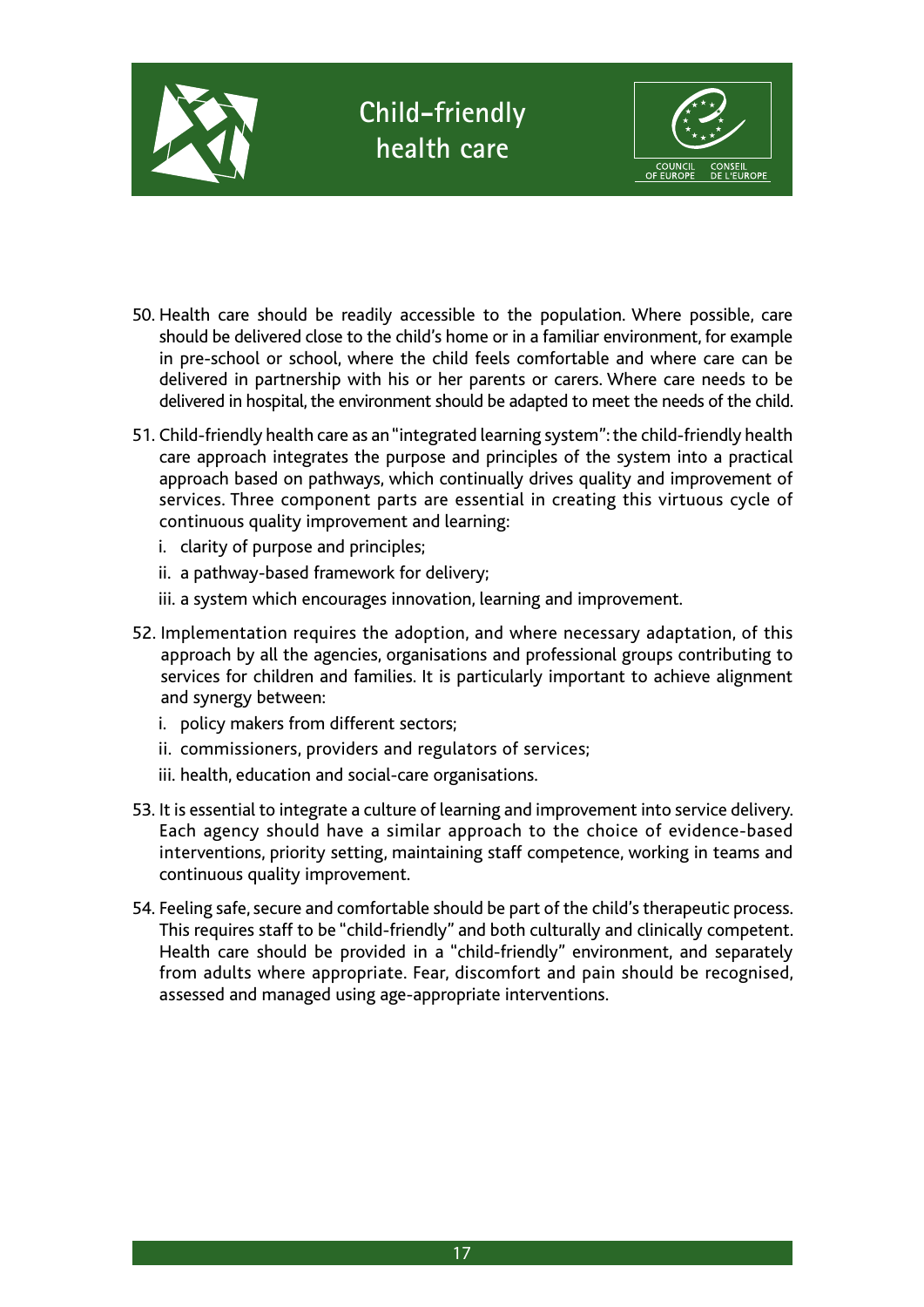50. Health care should be readily accessible to the population. Where possible, care should be delivered close to the child's home or in a familiar environment, for example in pre-school or school, where the child feels comfortable and where care can be delivered in partnership with his or her parents or carers. Where care needs to be delivered in hospital, the environment should be adapted to meet the needs of the child.

51. Child-friendly health care as an "integrated learning system": the child-friendly health care approach integrates the purpose and principles of the system into a practical approach based on pathways, which continually drives quality and improvement of services. Three component parts are essential in creating this virtuous cycle of continuous quality improvement and learning:

    i. clarity of purpose and principles;

    ii. a pathway-based framework for delivery;

    iii. a system which encourages innovation, learning and improvement.

52. Implementation requires the adoption, and where necessary adaptation, of this approach by all the agencies, organisations and professional groups contributing to services for children and families. It is particularly important to achieve alignment and synergy between:

    i. policy makers from different sectors;

    ii. commissioners, providers and regulators of services;

    iii. health, education and social-care organisations.

53. It is essential to integrate a culture of learning and improvement into service delivery. Each agency should have a similar approach to the choice of evidence-based interventions, priority setting, maintaining staff competence, working in teams and continuous quality improvement.

54. Feeling safe, secure and comfortable should be part of the child's therapeutic process. This requires staff to be "child-friendly" and both culturally and clinically competent. Health care should be provided in a "child-friendly" environment, and separately from adults where appropriate. Fear, discomfort and pain should be recognised, assessed and managed using age-appropriate interventions.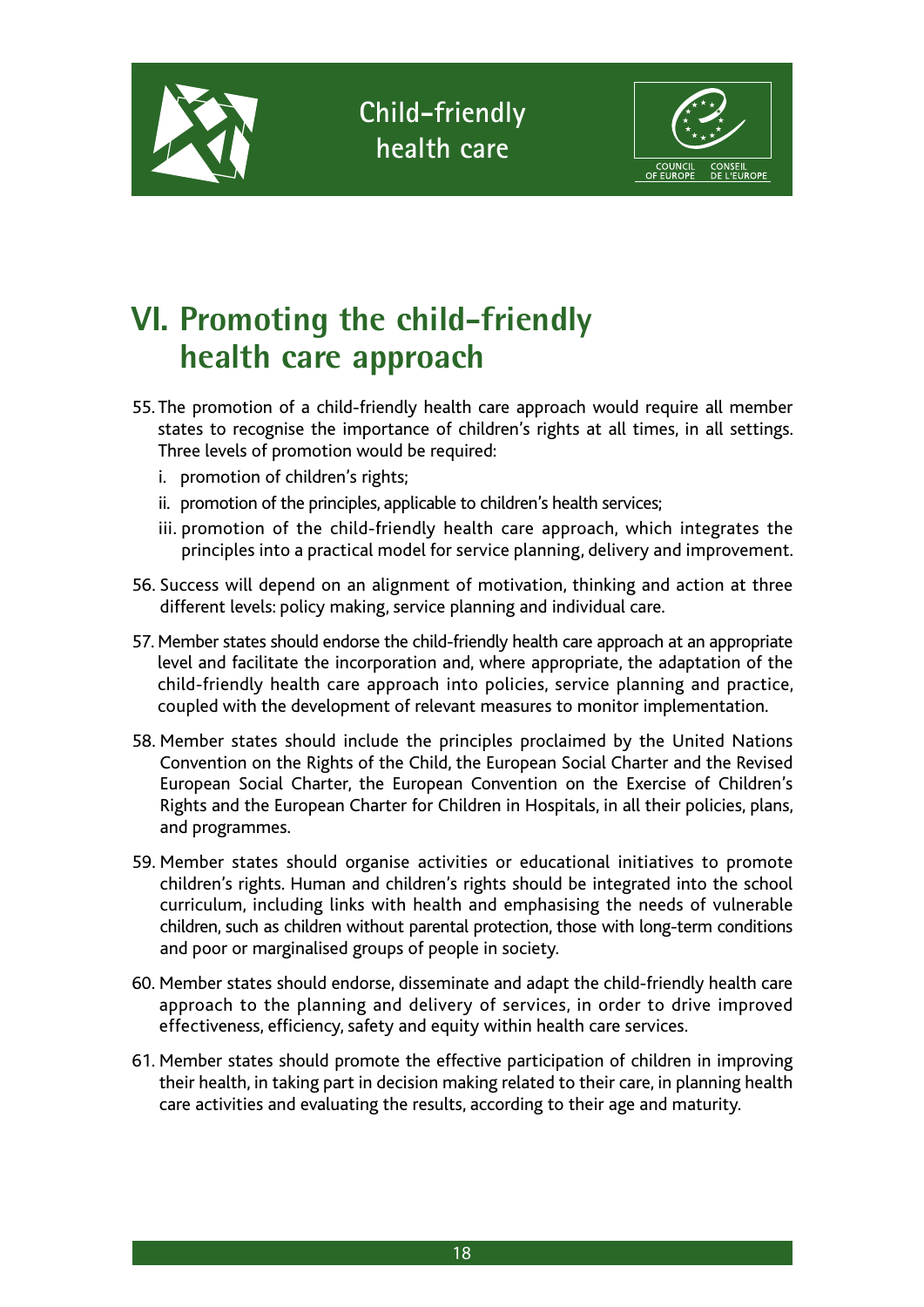# VI. Promoting the child-friendly health care approach

55. The promotion of a child-friendly health care approach would require all member states to recognise the importance of children's rights at all times, in all settings. Three levels of promotion would be required:

    i. promotion of children's rights;

    ii. promotion of the principles, applicable to children's health services;

    iii. promotion of the child-friendly health care approach, which integrates the principles into a practical model for service planning, delivery and improvement.

56. Success will depend on an alignment of motivation, thinking and action at three different levels: policy making, service planning and individual care.

57. Member states should endorse the child-friendly health care approach at an appropriate level and facilitate the incorporation and, where appropriate, the adaptation of the child-friendly health care approach into policies, service planning and practice, coupled with the development of relevant measures to monitor implementation.

58. Member states should include the principles proclaimed by the United Nations Convention on the Rights of the Child, the European Social Charter and the Revised European Social Charter, the European Convention on the Exercise of Children's Rights and the European Charter for Children in Hospitals, in all their policies, plans, and programmes.

59. Member states should organise activities or educational initiatives to promote children's rights. Human and children's rights should be integrated into the school curriculum, including links with health and emphasising the needs of vulnerable children, such as children without parental protection, those with long-term conditions and poor or marginalised groups of people in society.

60. Member states should endorse, disseminate and adapt the child-friendly health care approach to the planning and delivery of services, in order to drive improved effectiveness, efficiency, safety and equity within health care services.

61. Member states should promote the effective participation of children in improving their health, in taking part in decision making related to their care, in planning health care activities and evaluating the results, according to their age and maturity.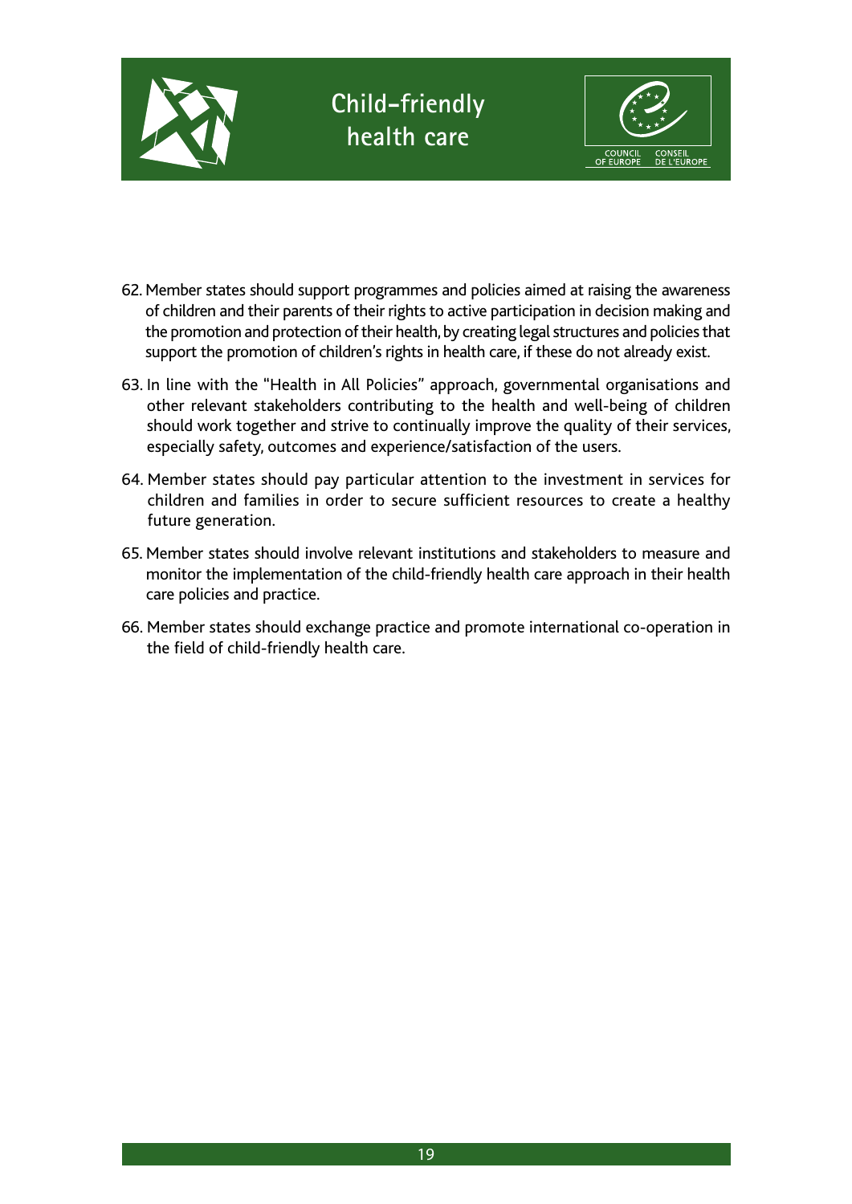62. Member states should support programmes and policies aimed at raising the awareness of children and their parents of their rights to active participation in decision making and the promotion and protection of their health, by creating legal structures and policies that support the promotion of children's rights in health care, if these do not already exist.

63. In line with the "Health in All Policies" approach, governmental organisations and other relevant stakeholders contributing to the health and well-being of children should work together and strive to continually improve the quality of their services, especially safety, outcomes and experience/satisfaction of the users.

64. Member states should pay particular attention to the investment in services for children and families in order to secure sufficient resources to create a healthy future generation.

65. Member states should involve relevant institutions and stakeholders to measure and monitor the implementation of the child-friendly health care approach in their health care policies and practice.

66. Member states should exchange practice and promote international co-operation in the field of child-friendly health care.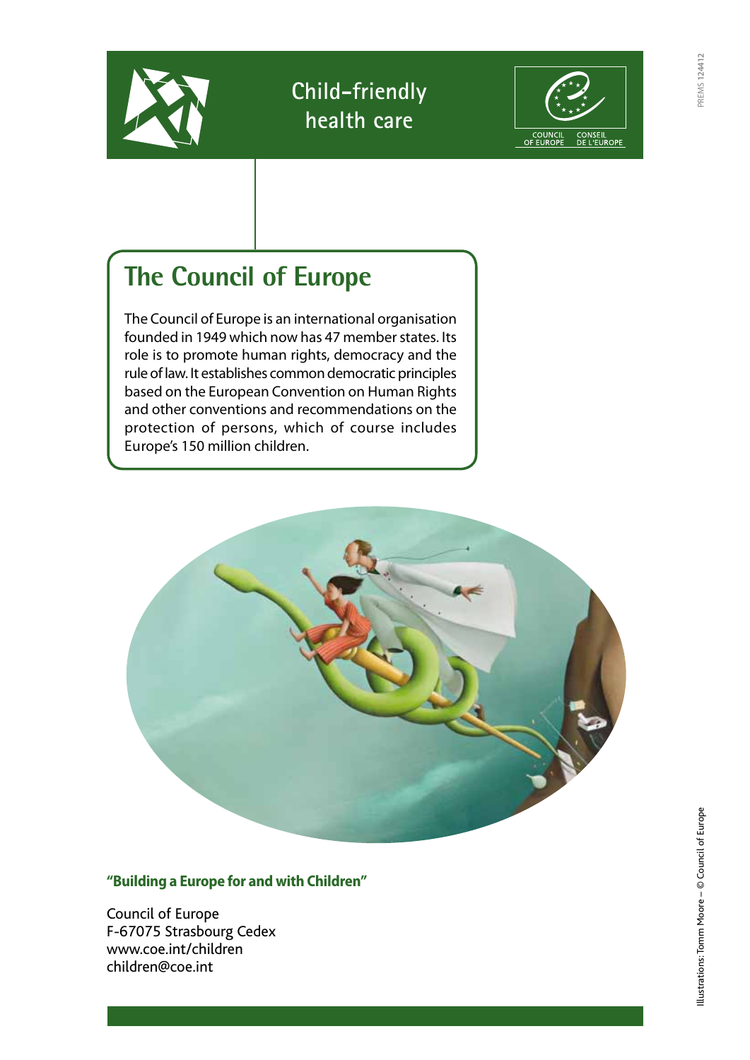Child-friendly health care

COUNCIL OF EUROPE CONSEIL DE L'EUROPE

PREMS 124412

## The Council of Europe

The Council of Europe is an international organisation founded in 1949 which now has 47 member states. Its role is to promote human rights, democracy and the rule of law. It establishes common democratic principles based on the European Convention on Human Rights and other conventions and recommendations on the protection of persons, which of course includes Europe's 150 million children.

**"Building a Europe for and with Children"**

Council of Europe
F-67075 Strasbourg Cedex
www.coe.int/children
children@coe.int

Illustrations: Tomm Moore – © Council of Europe